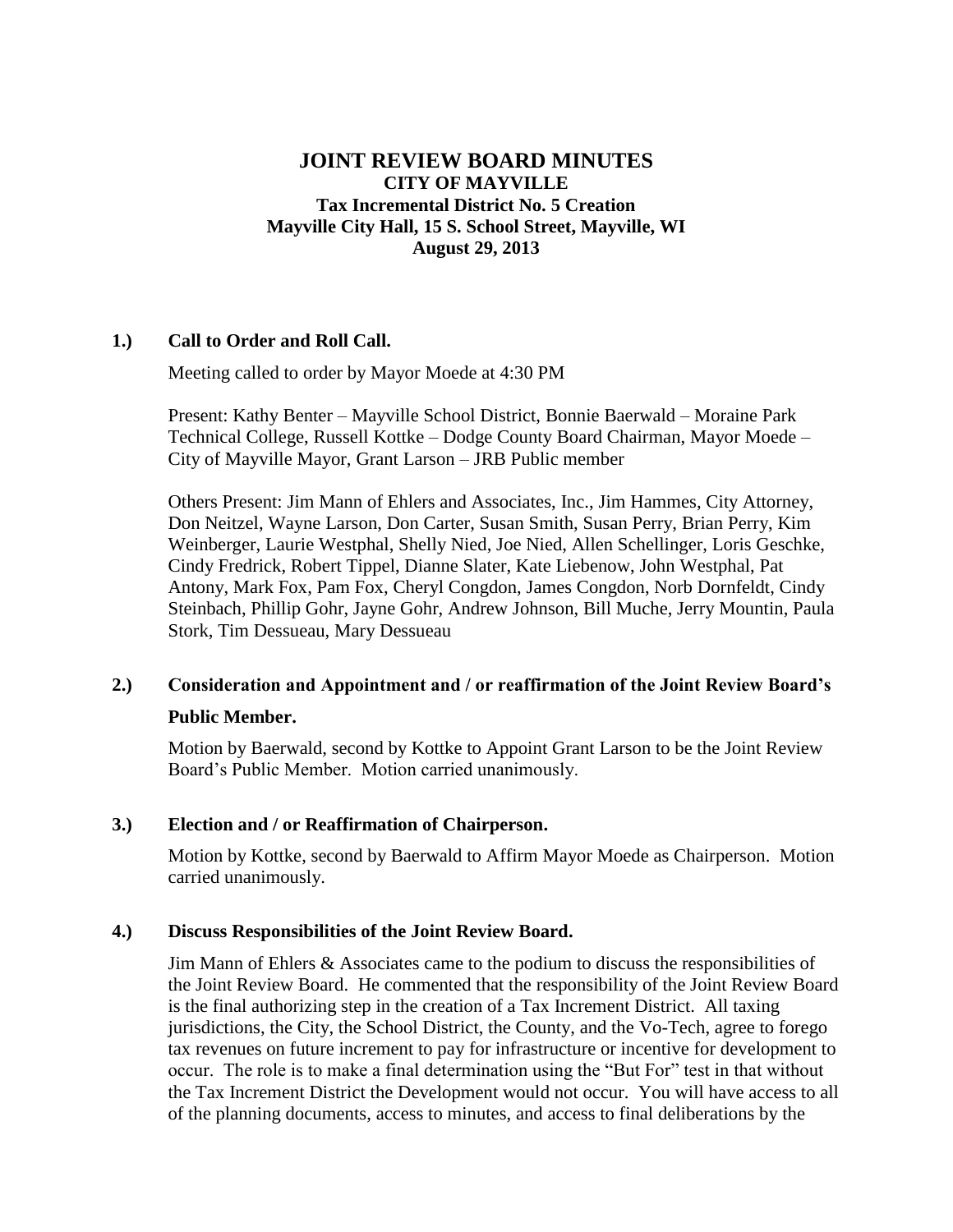# JOINT REVIEW BOARD MINUTES

## CITY OF MAYVILLE

### Tax Incremental District No. 5 Creation

### Mayville City Hall, 15 S. School Street, Mayville, WI

### August 29, 2013

**1.) Call to Order and Roll Call.**

Meeting called to order by Mayor Moede at 4:30 PM

Present: Kathy Benter – Mayville School District, Bonnie Baerwald – Moraine Park Technical College, Russell Kottke – Dodge County Board Chairman, Mayor Moede – City of Mayville Mayor, Grant Larson – JRB Public member

Others Present: Jim Mann of Ehlers and Associates, Inc., Jim Hammes, City Attorney, Don Neitzel, Wayne Larson, Don Carter, Susan Smith, Susan Perry, Brian Perry, Kim Weinberger, Laurie Westphal, Shelly Nied, Joe Nied, Allen Schellinger, Loris Geschke, Cindy Fredrick, Robert Tippel, Dianne Slater, Kate Liebenow, John Westphal, Pat Antony, Mark Fox, Pam Fox, Cheryl Congdon, James Congdon, Norb Dornfeldt, Cindy Steinbach, Phillip Gohr, Jayne Gohr, Andrew Johnson, Bill Muche, Jerry Mountin, Paula Stork, Tim Dessueau, Mary Dessueau

**2.) Consideration and Appointment and / or reaffirmation of the Joint Review Board's Public Member.**

Motion by Baerwald, second by Kottke to Appoint Grant Larson to be the Joint Review Board's Public Member. Motion carried unanimously.

**3.) Election and / or Reaffirmation of Chairperson.**

Motion by Kottke, second by Baerwald to Affirm Mayor Moede as Chairperson. Motion carried unanimously.

**4.) Discuss Responsibilities of the Joint Review Board.**

Jim Mann of Ehlers & Associates came to the podium to discuss the responsibilities of the Joint Review Board. He commented that the responsibility of the Joint Review Board is the final authorizing step in the creation of a Tax Increment District. All taxing jurisdictions, the City, the School District, the County, and the Vo-Tech, agree to forego tax revenues on future increment to pay for infrastructure or incentive for development to occur. The role is to make a final determination using the "But For" test in that without the Tax Increment District the Development would not occur. You will have access to all of the planning documents, access to minutes, and access to final deliberations by the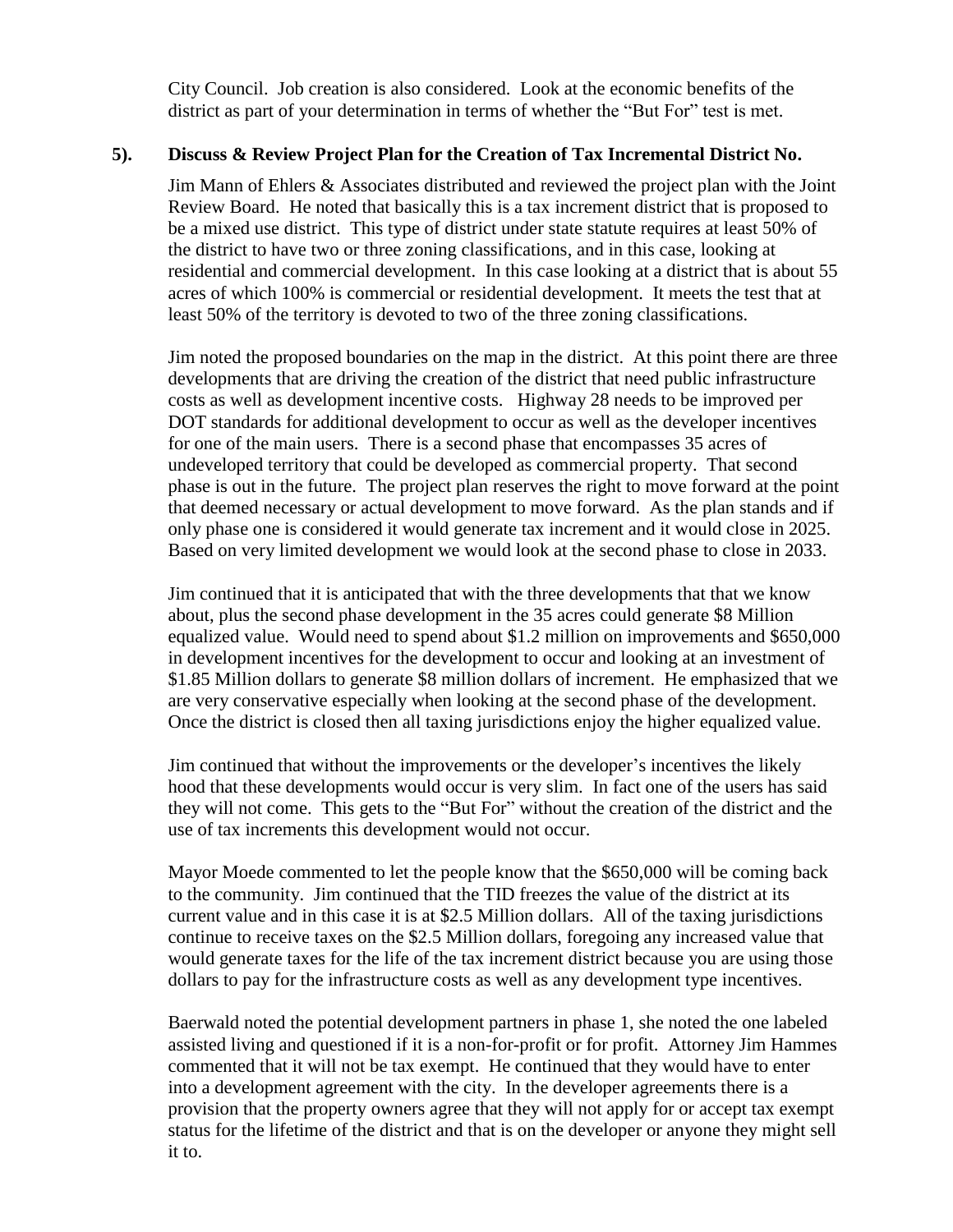City Council. Job creation is also considered. Look at the economic benefits of the district as part of your determination in terms of whether the "But For" test is met.

**5). Discuss & Review Project Plan for the Creation of Tax Incremental District No.**

Jim Mann of Ehlers & Associates distributed and reviewed the project plan with the Joint Review Board. He noted that basically this is a tax increment district that is proposed to be a mixed use district. This type of district under state statute requires at least 50% of the district to have two or three zoning classifications, and in this case, looking at residential and commercial development. In this case looking at a district that is about 55 acres of which 100% is commercial or residential development. It meets the test that at least 50% of the territory is devoted to two of the three zoning classifications.

Jim noted the proposed boundaries on the map in the district. At this point there are three developments that are driving the creation of the district that need public infrastructure costs as well as development incentive costs. Highway 28 needs to be improved per DOT standards for additional development to occur as well as the developer incentives for one of the main users. There is a second phase that encompasses 35 acres of undeveloped territory that could be developed as commercial property. That second phase is out in the future. The project plan reserves the right to move forward at the point that deemed necessary or actual development to move forward. As the plan stands and if only phase one is considered it would generate tax increment and it would close in 2025. Based on very limited development we would look at the second phase to close in 2033.

Jim continued that it is anticipated that with the three developments that that we know about, plus the second phase development in the 35 acres could generate $8 Million equalized value. Would need to spend about $1.2 million on improvements and $650,000 in development incentives for the development to occur and looking at an investment of $1.85 Million dollars to generate $8 million dollars of increment. He emphasized that we are very conservative especially when looking at the second phase of the development. Once the district is closed then all taxing jurisdictions enjoy the higher equalized value.

Jim continued that without the improvements or the developer's incentives the likely hood that these developments would occur is very slim. In fact one of the users has said they will not come. This gets to the "But For" without the creation of the district and the use of tax increments this development would not occur.

Mayor Moede commented to let the people know that the $650,000 will be coming back to the community. Jim continued that the TID freezes the value of the district at its current value and in this case it is at $2.5 Million dollars. All of the taxing jurisdictions continue to receive taxes on the $2.5 Million dollars, foregoing any increased value that would generate taxes for the life of the tax increment district because you are using those dollars to pay for the infrastructure costs as well as any development type incentives.

Baerwald noted the potential development partners in phase 1, she noted the one labeled assisted living and questioned if it is a non-for-profit or for profit. Attorney Jim Hammes commented that it will not be tax exempt. He continued that they would have to enter into a development agreement with the city. In the developer agreements there is a provision that the property owners agree that they will not apply for or accept tax exempt status for the lifetime of the district and that is on the developer or anyone they might sell it to.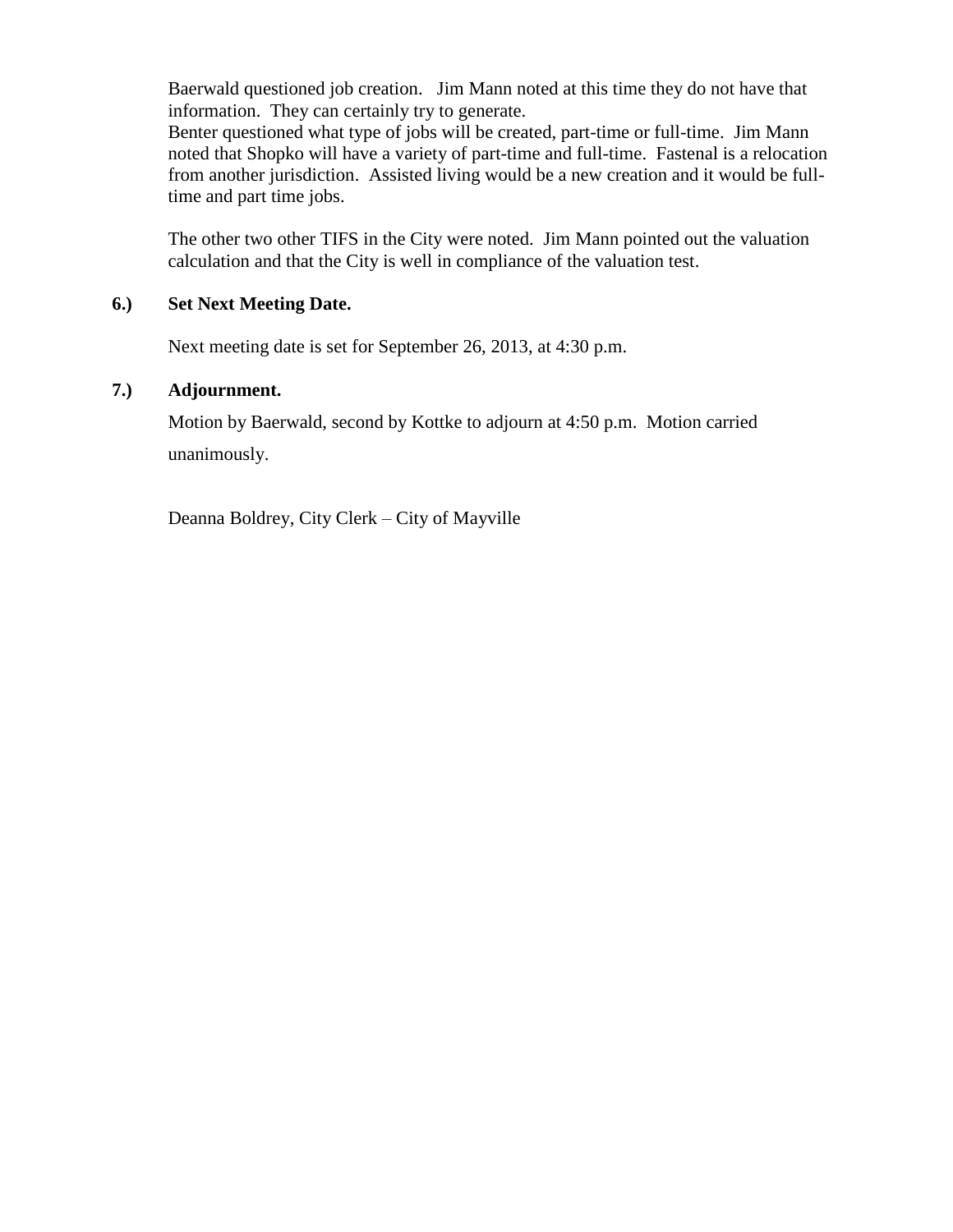Baerwald questioned job creation. Jim Mann noted at this time they do not have that information. They can certainly try to generate.
Benter questioned what type of jobs will be created, part-time or full-time. Jim Mann noted that Shopko will have a variety of part-time and full-time. Fastenal is a relocation from another jurisdiction. Assisted living would be a new creation and it would be full-time and part time jobs.

The other two other TIFS in the City were noted. Jim Mann pointed out the valuation calculation and that the City is well in compliance of the valuation test.

**6.) Set Next Meeting Date.**

Next meeting date is set for September 26, 2013, at 4:30 p.m.

**7.) Adjournment.**

Motion by Baerwald, second by Kottke to adjourn at 4:50 p.m. Motion carried unanimously.

Deanna Boldrey, City Clerk – City of Mayville